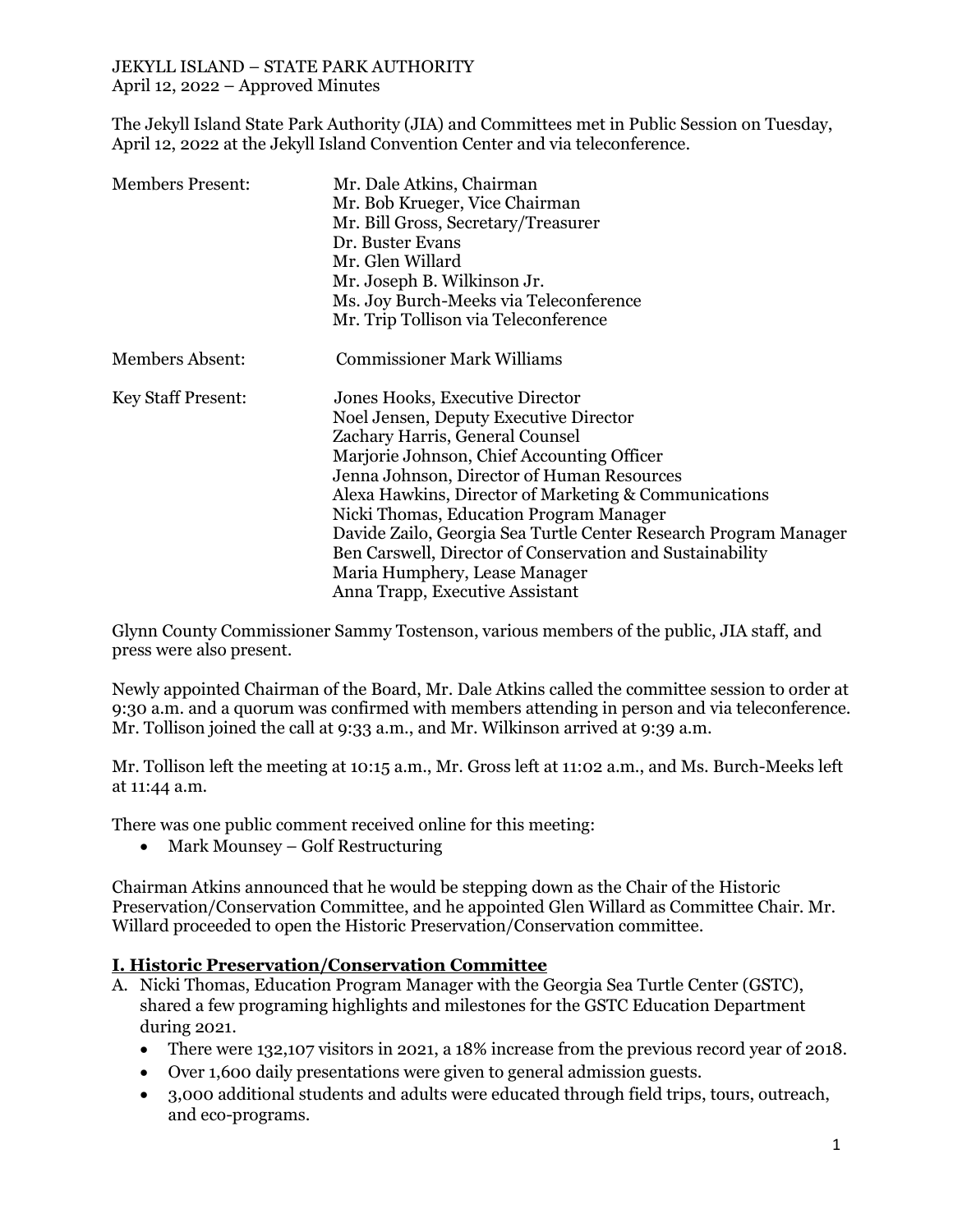JEKYLL ISLAND – STATE PARK AUTHORITY
April 12, 2022 – Approved Minutes

The Jekyll Island State Park Authority (JIA) and Committees met in Public Session on Tuesday, April 12, 2022 at the Jekyll Island Convention Center and via teleconference.

| | |
|---|---|
| Members Present: | Mr. Dale Atkins, Chairman<br>Mr. Bob Krueger, Vice Chairman<br>Mr. Bill Gross, Secretary/Treasurer<br>Dr. Buster Evans<br>Mr. Glen Willard<br>Mr. Joseph B. Wilkinson Jr.<br>Ms. Joy Burch-Meeks via Teleconference<br>Mr. Trip Tollison via Teleconference |
| Members Absent: | Commissioner Mark Williams |
| Key Staff Present: | Jones Hooks, Executive Director<br>Noel Jensen, Deputy Executive Director<br>Zachary Harris, General Counsel<br>Marjorie Johnson, Chief Accounting Officer<br>Jenna Johnson, Director of Human Resources<br>Alexa Hawkins, Director of Marketing & Communications<br>Nicki Thomas, Education Program Manager<br>Davide Zailo, Georgia Sea Turtle Center Research Program Manager<br>Ben Carswell, Director of Conservation and Sustainability<br>Maria Humphery, Lease Manager<br>Anna Trapp, Executive Assistant |

Glynn County Commissioner Sammy Tostenson, various members of the public, JIA staff, and press were also present.

Newly appointed Chairman of the Board, Mr. Dale Atkins called the committee session to order at 9:30 a.m. and a quorum was confirmed with members attending in person and via teleconference. Mr. Tollison joined the call at 9:33 a.m., and Mr. Wilkinson arrived at 9:39 a.m.

Mr. Tollison left the meeting at 10:15 a.m., Mr. Gross left at 11:02 a.m., and Ms. Burch-Meeks left at 11:44 a.m.

There was one public comment received online for this meeting:

- Mark Mounsey – Golf Restructuring

Chairman Atkins announced that he would be stepping down as the Chair of the Historic Preservation/Conservation Committee, and he appointed Glen Willard as Committee Chair. Mr. Willard proceeded to open the Historic Preservation/Conservation committee.

## I. Historic Preservation/Conservation Committee

A. Nicki Thomas, Education Program Manager with the Georgia Sea Turtle Center (GSTC), shared a few programing highlights and milestones for the GSTC Education Department during 2021.
   - There were 132,107 visitors in 2021, a 18% increase from the previous record year of 2018.
   - Over 1,600 daily presentations were given to general admission guests.
   - 3,000 additional students and adults were educated through field trips, tours, outreach, and eco-programs.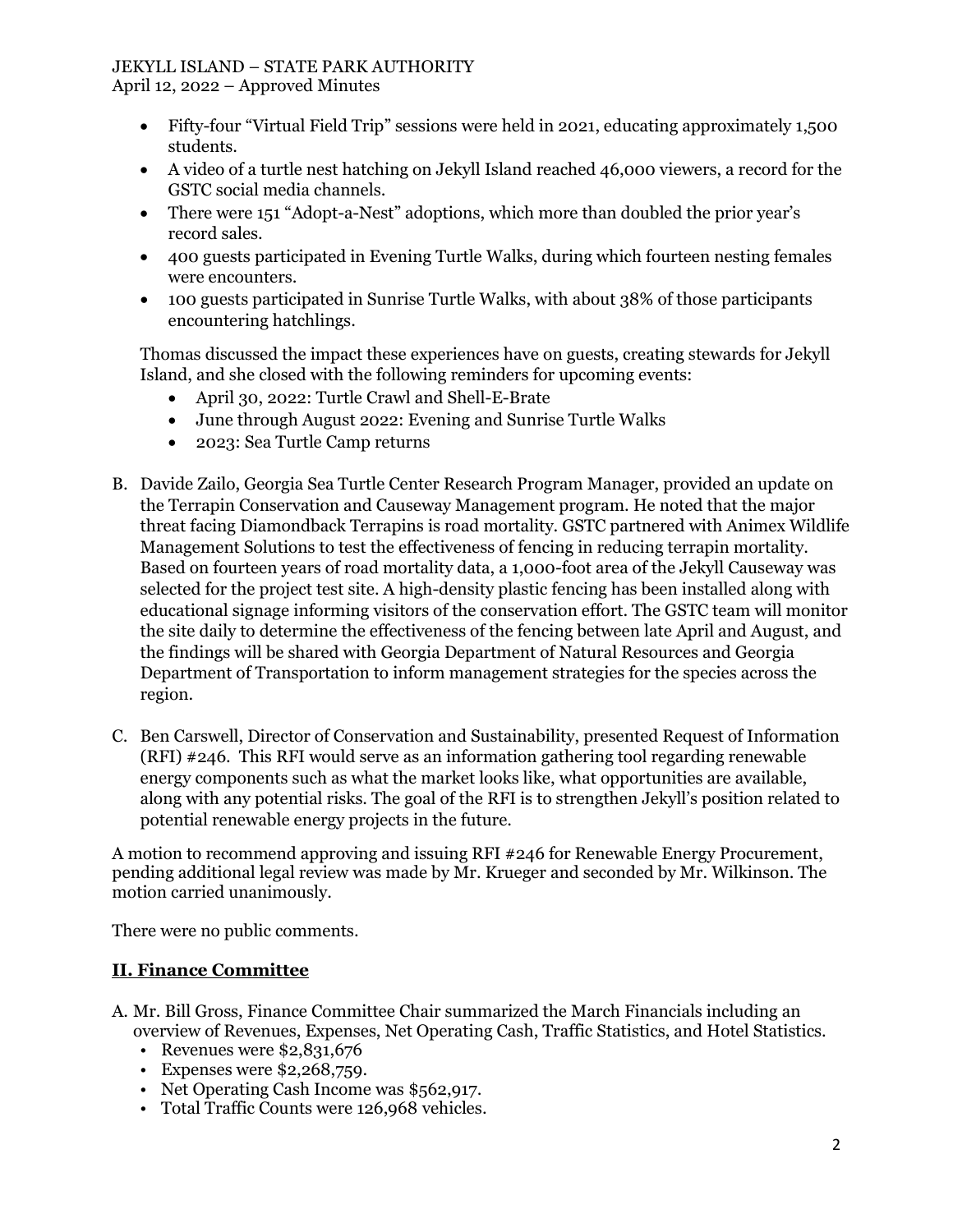- Fifty-four "Virtual Field Trip" sessions were held in 2021, educating approximately 1,500 students.
- A video of a turtle nest hatching on Jekyll Island reached 46,000 viewers, a record for the GSTC social media channels.
- There were 151 "Adopt-a-Nest" adoptions, which more than doubled the prior year's record sales.
- 400 guests participated in Evening Turtle Walks, during which fourteen nesting females were encounters.
- 100 guests participated in Sunrise Turtle Walks, with about 38% of those participants encountering hatchlings.

Thomas discussed the impact these experiences have on guests, creating stewards for Jekyll Island, and she closed with the following reminders for upcoming events:

- April 30, 2022: Turtle Crawl and Shell-E-Brate
- June through August 2022: Evening and Sunrise Turtle Walks
- 2023: Sea Turtle Camp returns

B. Davide Zailo, Georgia Sea Turtle Center Research Program Manager, provided an update on the Terrapin Conservation and Causeway Management program. He noted that the major threat facing Diamondback Terrapins is road mortality. GSTC partnered with Animex Wildlife Management Solutions to test the effectiveness of fencing in reducing terrapin mortality. Based on fourteen years of road mortality data, a 1,000-foot area of the Jekyll Causeway was selected for the project test site. A high-density plastic fencing has been installed along with educational signage informing visitors of the conservation effort. The GSTC team will monitor the site daily to determine the effectiveness of the fencing between late April and August, and the findings will be shared with Georgia Department of Natural Resources and Georgia Department of Transportation to inform management strategies for the species across the region.

C. Ben Carswell, Director of Conservation and Sustainability, presented Request of Information (RFI) #246. This RFI would serve as an information gathering tool regarding renewable energy components such as what the market looks like, what opportunities are available, along with any potential risks. The goal of the RFI is to strengthen Jekyll's position related to potential renewable energy projects in the future.

A motion to recommend approving and issuing RFI #246 for Renewable Energy Procurement, pending additional legal review was made by Mr. Krueger and seconded by Mr. Wilkinson. The motion carried unanimously.

There were no public comments.

## II. Finance Committee

A. Mr. Bill Gross, Finance Committee Chair summarized the March Financials including an overview of Revenues, Expenses, Net Operating Cash, Traffic Statistics, and Hotel Statistics.

- Revenues were $2,831,676
- Expenses were $2,268,759.
- Net Operating Cash Income was $562,917.
- Total Traffic Counts were 126,968 vehicles.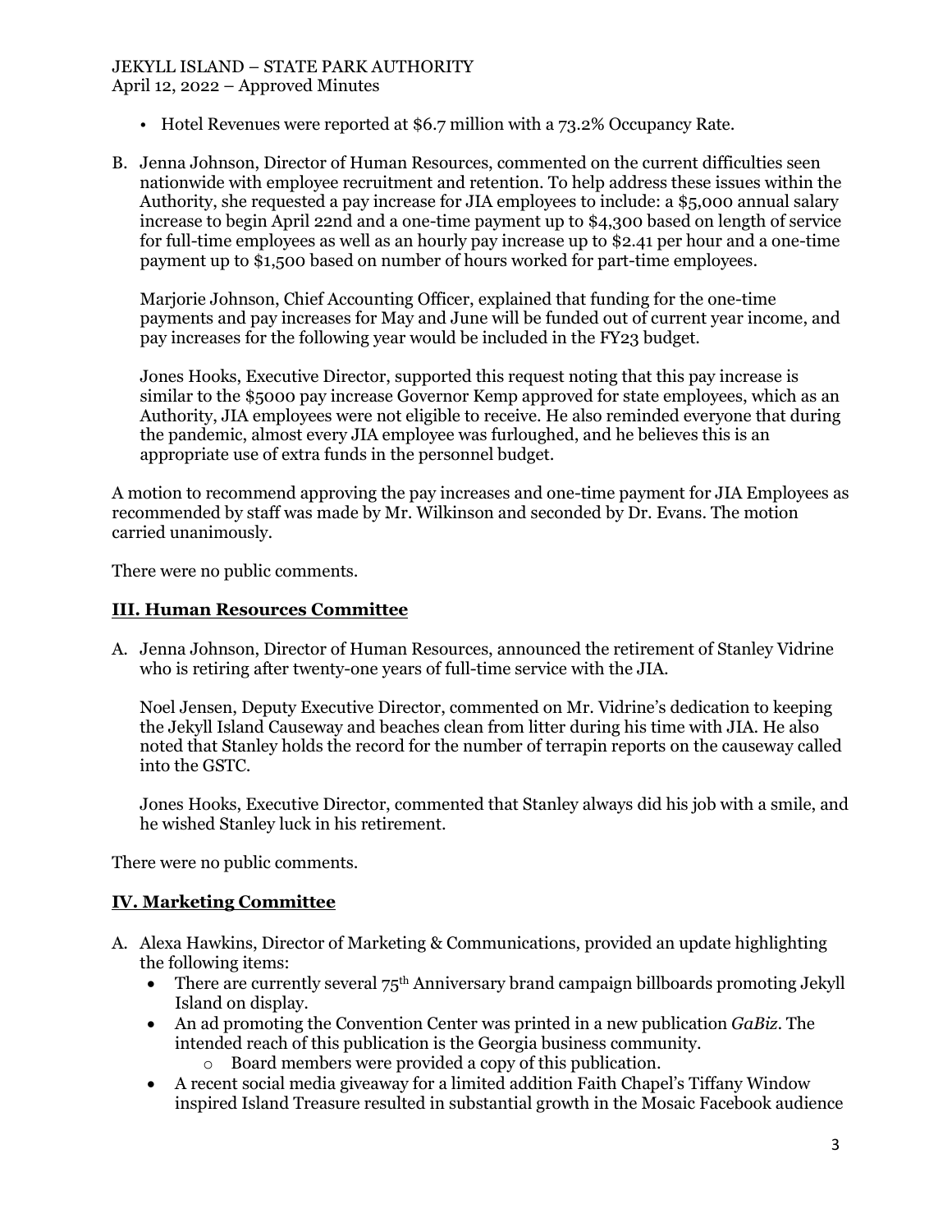- Hotel Revenues were reported at $6.7 million with a 73.2% Occupancy Rate.

B. Jenna Johnson, Director of Human Resources, commented on the current difficulties seen nationwide with employee recruitment and retention. To help address these issues within the Authority, she requested a pay increase for JIA employees to include: a $5,000 annual salary increase to begin April 22nd and a one-time payment up to $4,300 based on length of service for full-time employees as well as an hourly pay increase up to $2.41 per hour and a one-time payment up to $1,500 based on number of hours worked for part-time employees.

   Marjorie Johnson, Chief Accounting Officer, explained that funding for the one-time payments and pay increases for May and June will be funded out of current year income, and pay increases for the following year would be included in the FY23 budget.

   Jones Hooks, Executive Director, supported this request noting that this pay increase is similar to the $5000 pay increase Governor Kemp approved for state employees, which as an Authority, JIA employees were not eligible to receive. He also reminded everyone that during the pandemic, almost every JIA employee was furloughed, and he believes this is an appropriate use of extra funds in the personnel budget.

A motion to recommend approving the pay increases and one-time payment for JIA Employees as recommended by staff was made by Mr. Wilkinson and seconded by Dr. Evans. The motion carried unanimously.

There were no public comments.

## III. Human Resources Committee

A. Jenna Johnson, Director of Human Resources, announced the retirement of Stanley Vidrine who is retiring after twenty-one years of full-time service with the JIA.

   Noel Jensen, Deputy Executive Director, commented on Mr. Vidrine's dedication to keeping the Jekyll Island Causeway and beaches clean from litter during his time with JIA. He also noted that Stanley holds the record for the number of terrapin reports on the causeway called into the GSTC.

   Jones Hooks, Executive Director, commented that Stanley always did his job with a smile, and he wished Stanley luck in his retirement.

There were no public comments.

## IV. Marketing Committee

A. Alexa Hawkins, Director of Marketing & Communications, provided an update highlighting the following items:
   - There are currently several 75th Anniversary brand campaign billboards promoting Jekyll Island on display.
   - An ad promoting the Convention Center was printed in a new publication *GaBiz*. The intended reach of this publication is the Georgia business community.
     - Board members were provided a copy of this publication.
   - A recent social media giveaway for a limited addition Faith Chapel's Tiffany Window inspired Island Treasure resulted in substantial growth in the Mosaic Facebook audience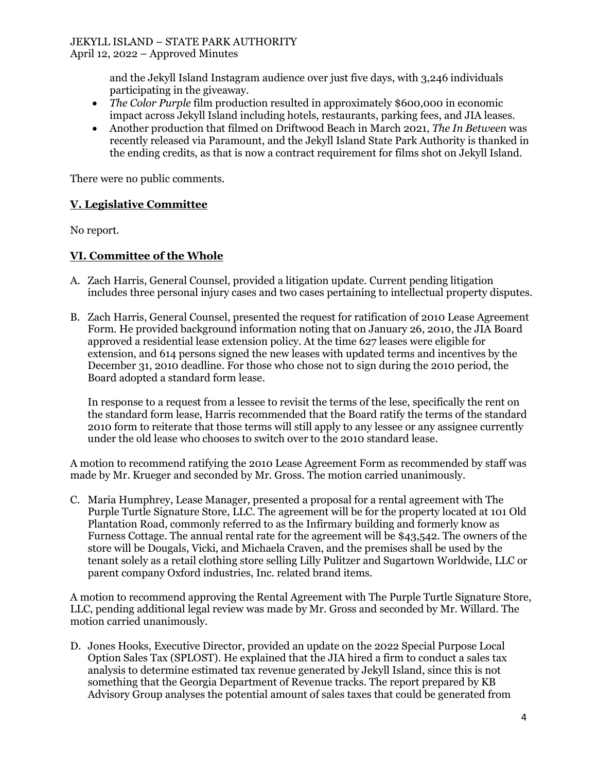and the Jekyll Island Instagram audience over just five days, with 3,246 individuals participating in the giveaway.
- *The Color Purple* film production resulted in approximately $600,000 in economic impact across Jekyll Island including hotels, restaurants, parking fees, and JIA leases.
- Another production that filmed on Driftwood Beach in March 2021, *The In Between* was recently released via Paramount, and the Jekyll Island State Park Authority is thanked in the ending credits, as that is now a contract requirement for films shot on Jekyll Island.

There were no public comments.

## **V. Legislative Committee**

No report.

## **VI. Committee of the Whole**

A. Zach Harris, General Counsel, provided a litigation update. Current pending litigation includes three personal injury cases and two cases pertaining to intellectual property disputes.

B. Zach Harris, General Counsel, presented the request for ratification of 2010 Lease Agreement Form. He provided background information noting that on January 26, 2010, the JIA Board approved a residential lease extension policy. At the time 627 leases were eligible for extension, and 614 persons signed the new leases with updated terms and incentives by the December 31, 2010 deadline. For those who chose not to sign during the 2010 period, the Board adopted a standard form lease.

   In response to a request from a lessee to revisit the terms of the lese, specifically the rent on the standard form lease, Harris recommended that the Board ratify the terms of the standard 2010 form to reiterate that those terms will still apply to any lessee or any assignee currently under the old lease who chooses to switch over to the 2010 standard lease.

A motion to recommend ratifying the 2010 Lease Agreement Form as recommended by staff was made by Mr. Krueger and seconded by Mr. Gross. The motion carried unanimously.

C. Maria Humphrey, Lease Manager, presented a proposal for a rental agreement with The Purple Turtle Signature Store, LLC. The agreement will be for the property located at 101 Old Plantation Road, commonly referred to as the Infirmary building and formerly know as Furness Cottage. The annual rental rate for the agreement will be $43,542. The owners of the store will be Dougals, Vicki, and Michaela Craven, and the premises shall be used by the tenant solely as a retail clothing store selling Lilly Pulitzer and Sugartown Worldwide, LLC or parent company Oxford industries, Inc. related brand items.

A motion to recommend approving the Rental Agreement with The Purple Turtle Signature Store, LLC, pending additional legal review was made by Mr. Gross and seconded by Mr. Willard. The motion carried unanimously.

D. Jones Hooks, Executive Director, provided an update on the 2022 Special Purpose Local Option Sales Tax (SPLOST). He explained that the JIA hired a firm to conduct a sales tax analysis to determine estimated tax revenue generated by Jekyll Island, since this is not something that the Georgia Department of Revenue tracks. The report prepared by KB Advisory Group analyses the potential amount of sales taxes that could be generated from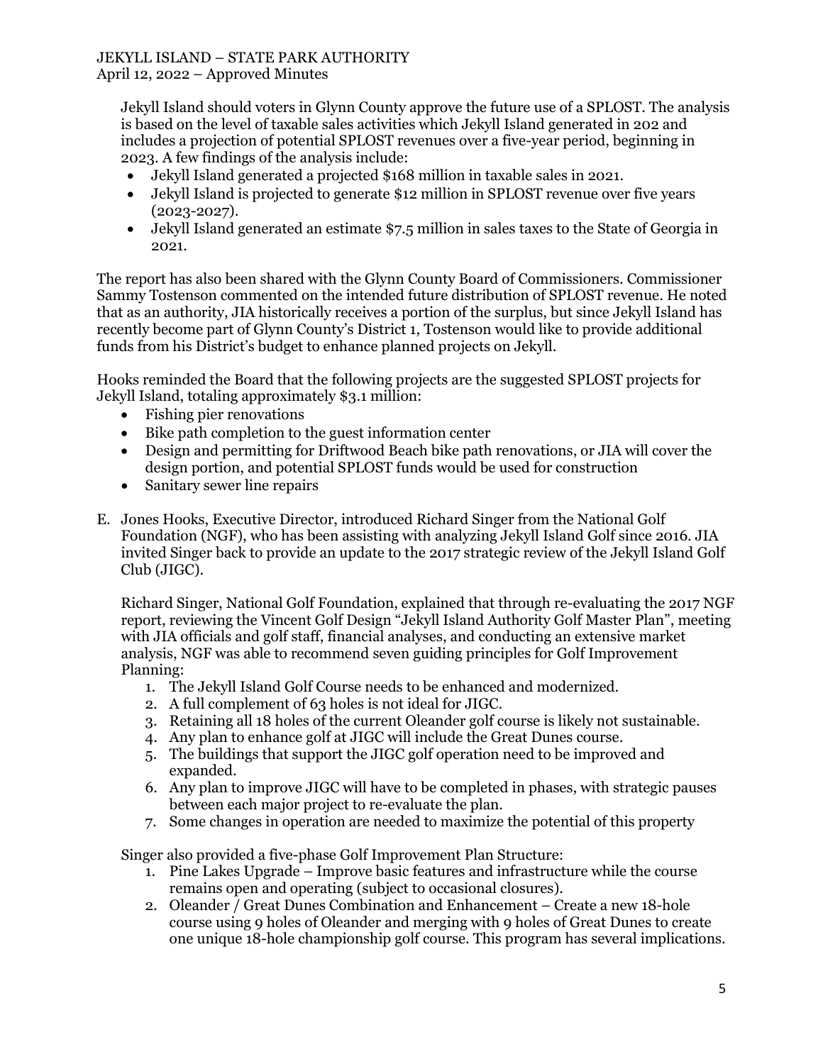Jekyll Island should voters in Glynn County approve the future use of a SPLOST. The analysis is based on the level of taxable sales activities which Jekyll Island generated in 202 and includes a projection of potential SPLOST revenues over a five-year period, beginning in 2023. A few findings of the analysis include:

- Jekyll Island generated a projected $168 million in taxable sales in 2021.
- Jekyll Island is projected to generate $12 million in SPLOST revenue over five years (2023-2027).
- Jekyll Island generated an estimate $7.5 million in sales taxes to the State of Georgia in 2021.

The report has also been shared with the Glynn County Board of Commissioners. Commissioner Sammy Tostenson commented on the intended future distribution of SPLOST revenue. He noted that as an authority, JIA historically receives a portion of the surplus, but since Jekyll Island has recently become part of Glynn County's District 1, Tostenson would like to provide additional funds from his District's budget to enhance planned projects on Jekyll.

Hooks reminded the Board that the following projects are the suggested SPLOST projects for Jekyll Island, totaling approximately $3.1 million:

- Fishing pier renovations
- Bike path completion to the guest information center
- Design and permitting for Driftwood Beach bike path renovations, or JIA will cover the design portion, and potential SPLOST funds would be used for construction
- Sanitary sewer line repairs

E. Jones Hooks, Executive Director, introduced Richard Singer from the National Golf Foundation (NGF), who has been assisting with analyzing Jekyll Island Golf since 2016. JIA invited Singer back to provide an update to the 2017 strategic review of the Jekyll Island Golf Club (JIGC).

Richard Singer, National Golf Foundation, explained that through re-evaluating the 2017 NGF report, reviewing the Vincent Golf Design "Jekyll Island Authority Golf Master Plan", meeting with JIA officials and golf staff, financial analyses, and conducting an extensive market analysis, NGF was able to recommend seven guiding principles for Golf Improvement Planning:

1. The Jekyll Island Golf Course needs to be enhanced and modernized.
2. A full complement of 63 holes is not ideal for JIGC.
3. Retaining all 18 holes of the current Oleander golf course is likely not sustainable.
4. Any plan to enhance golf at JIGC will include the Great Dunes course.
5. The buildings that support the JIGC golf operation need to be improved and expanded.
6. Any plan to improve JIGC will have to be completed in phases, with strategic pauses between each major project to re-evaluate the plan.
7. Some changes in operation are needed to maximize the potential of this property

Singer also provided a five-phase Golf Improvement Plan Structure:

1. Pine Lakes Upgrade – Improve basic features and infrastructure while the course remains open and operating (subject to occasional closures).
2. Oleander / Great Dunes Combination and Enhancement – Create a new 18-hole course using 9 holes of Oleander and merging with 9 holes of Great Dunes to create one unique 18-hole championship golf course. This program has several implications.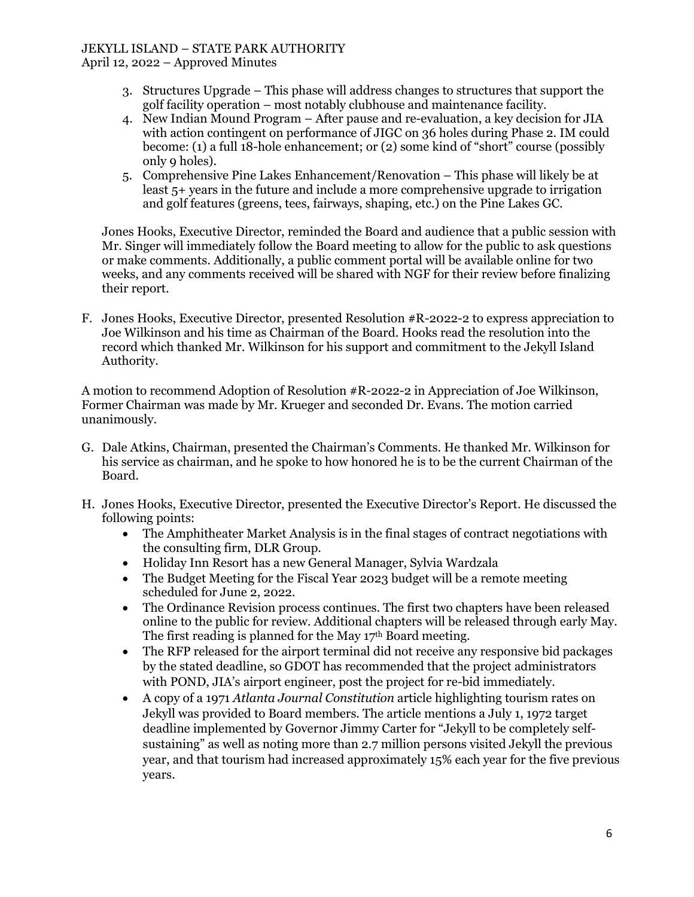3. Structures Upgrade – This phase will address changes to structures that support the golf facility operation – most notably clubhouse and maintenance facility.
4. New Indian Mound Program – After pause and re-evaluation, a key decision for JIA with action contingent on performance of JIGC on 36 holes during Phase 2. IM could become: (1) a full 18-hole enhancement; or (2) some kind of "short" course (possibly only 9 holes).
5. Comprehensive Pine Lakes Enhancement/Renovation – This phase will likely be at least 5+ years in the future and include a more comprehensive upgrade to irrigation and golf features (greens, tees, fairways, shaping, etc.) on the Pine Lakes GC.

Jones Hooks, Executive Director, reminded the Board and audience that a public session with Mr. Singer will immediately follow the Board meeting to allow for the public to ask questions or make comments. Additionally, a public comment portal will be available online for two weeks, and any comments received will be shared with NGF for their review before finalizing their report.

F. Jones Hooks, Executive Director, presented Resolution #R-2022-2 to express appreciation to Joe Wilkinson and his time as Chairman of the Board. Hooks read the resolution into the record which thanked Mr. Wilkinson for his support and commitment to the Jekyll Island Authority.

A motion to recommend Adoption of Resolution #R-2022-2 in Appreciation of Joe Wilkinson, Former Chairman was made by Mr. Krueger and seconded Dr. Evans. The motion carried unanimously.

G. Dale Atkins, Chairman, presented the Chairman's Comments. He thanked Mr. Wilkinson for his service as chairman, and he spoke to how honored he is to be the current Chairman of the Board.

H. Jones Hooks, Executive Director, presented the Executive Director's Report. He discussed the following points:
   - The Amphitheater Market Analysis is in the final stages of contract negotiations with the consulting firm, DLR Group.
   - Holiday Inn Resort has a new General Manager, Sylvia Wardzala
   - The Budget Meeting for the Fiscal Year 2023 budget will be a remote meeting scheduled for June 2, 2022.
   - The Ordinance Revision process continues. The first two chapters have been released online to the public for review. Additional chapters will be released through early May. The first reading is planned for the May 17th Board meeting.
   - The RFP released for the airport terminal did not receive any responsive bid packages by the stated deadline, so GDOT has recommended that the project administrators with POND, JIA's airport engineer, post the project for re-bid immediately.
   - A copy of a 1971 *Atlanta Journal Constitution* article highlighting tourism rates on Jekyll was provided to Board members. The article mentions a July 1, 1972 target deadline implemented by Governor Jimmy Carter for "Jekyll to be completely self-sustaining" as well as noting more than 2.7 million persons visited Jekyll the previous year, and that tourism had increased approximately 15% each year for the five previous years.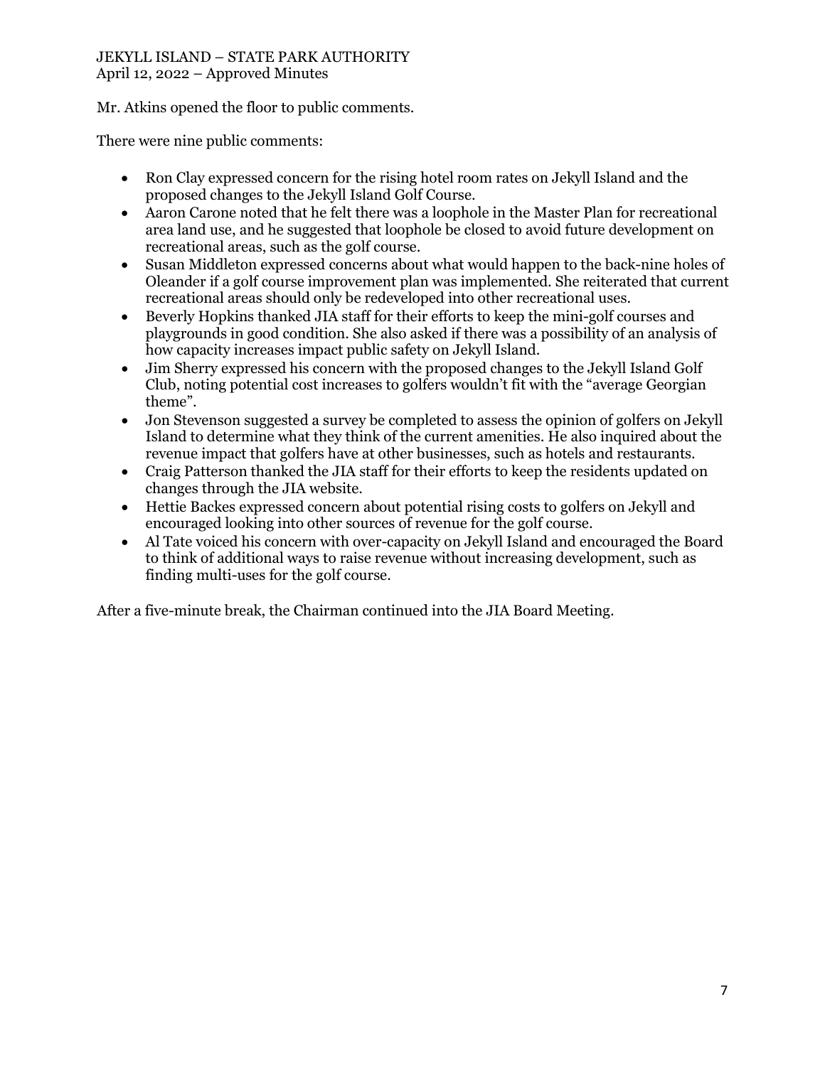Mr. Atkins opened the floor to public comments.

There were nine public comments:

- Ron Clay expressed concern for the rising hotel room rates on Jekyll Island and the proposed changes to the Jekyll Island Golf Course.
- Aaron Carone noted that he felt there was a loophole in the Master Plan for recreational area land use, and he suggested that loophole be closed to avoid future development on recreational areas, such as the golf course.
- Susan Middleton expressed concerns about what would happen to the back-nine holes of Oleander if a golf course improvement plan was implemented. She reiterated that current recreational areas should only be redeveloped into other recreational uses.
- Beverly Hopkins thanked JIA staff for their efforts to keep the mini-golf courses and playgrounds in good condition. She also asked if there was a possibility of an analysis of how capacity increases impact public safety on Jekyll Island.
- Jim Sherry expressed his concern with the proposed changes to the Jekyll Island Golf Club, noting potential cost increases to golfers wouldn't fit with the "average Georgian theme".
- Jon Stevenson suggested a survey be completed to assess the opinion of golfers on Jekyll Island to determine what they think of the current amenities. He also inquired about the revenue impact that golfers have at other businesses, such as hotels and restaurants.
- Craig Patterson thanked the JIA staff for their efforts to keep the residents updated on changes through the JIA website.
- Hettie Backes expressed concern about potential rising costs to golfers on Jekyll and encouraged looking into other sources of revenue for the golf course.
- Al Tate voiced his concern with over-capacity on Jekyll Island and encouraged the Board to think of additional ways to raise revenue without increasing development, such as finding multi-uses for the golf course.

After a five-minute break, the Chairman continued into the JIA Board Meeting.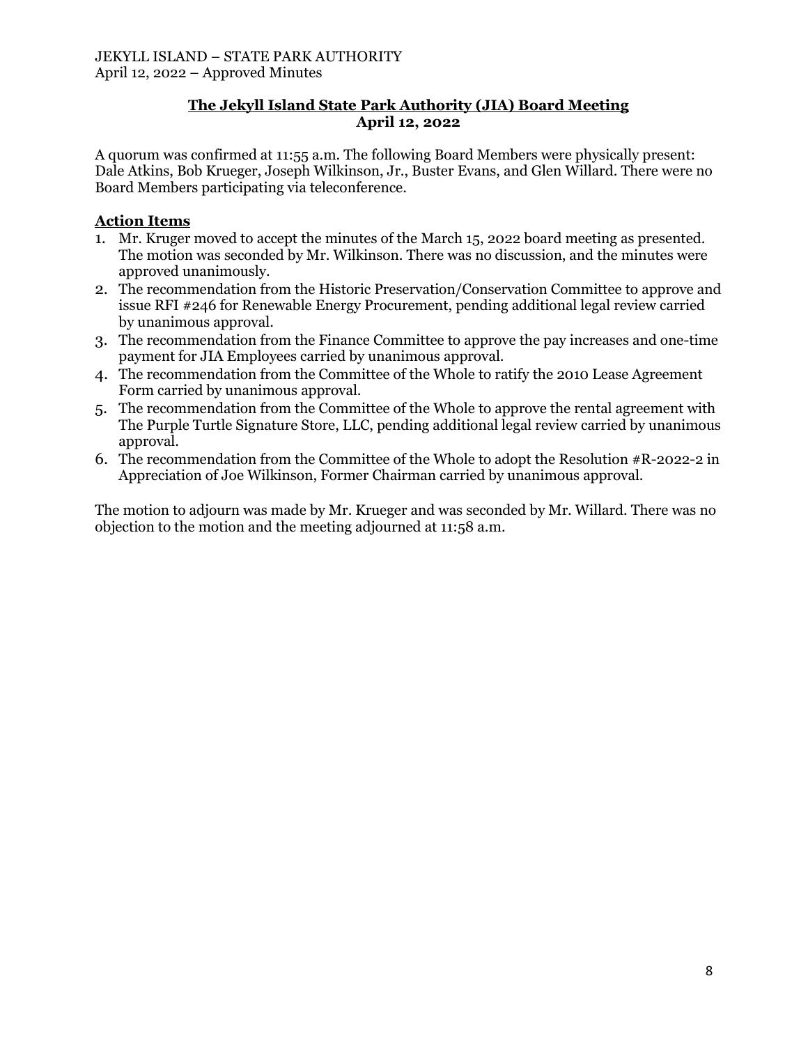JEKYLL ISLAND – STATE PARK AUTHORITY
April 12, 2022 – Approved Minutes

## The Jekyll Island State Park Authority (JIA) Board Meeting
**April 12, 2022**

A quorum was confirmed at 11:55 a.m. The following Board Members were physically present: Dale Atkins, Bob Krueger, Joseph Wilkinson, Jr., Buster Evans, and Glen Willard. There were no Board Members participating via teleconference.

### Action Items

1. Mr. Kruger moved to accept the minutes of the March 15, 2022 board meeting as presented. The motion was seconded by Mr. Wilkinson. There was no discussion, and the minutes were approved unanimously.
2. The recommendation from the Historic Preservation/Conservation Committee to approve and issue RFI #246 for Renewable Energy Procurement, pending additional legal review carried by unanimous approval.
3. The recommendation from the Finance Committee to approve the pay increases and one-time payment for JIA Employees carried by unanimous approval.
4. The recommendation from the Committee of the Whole to ratify the 2010 Lease Agreement Form carried by unanimous approval.
5. The recommendation from the Committee of the Whole to approve the rental agreement with The Purple Turtle Signature Store, LLC, pending additional legal review carried by unanimous approval.
6. The recommendation from the Committee of the Whole to adopt the Resolution #R-2022-2 in Appreciation of Joe Wilkinson, Former Chairman carried by unanimous approval.

The motion to adjourn was made by Mr. Krueger and was seconded by Mr. Willard. There was no objection to the motion and the meeting adjourned at 11:58 a.m.